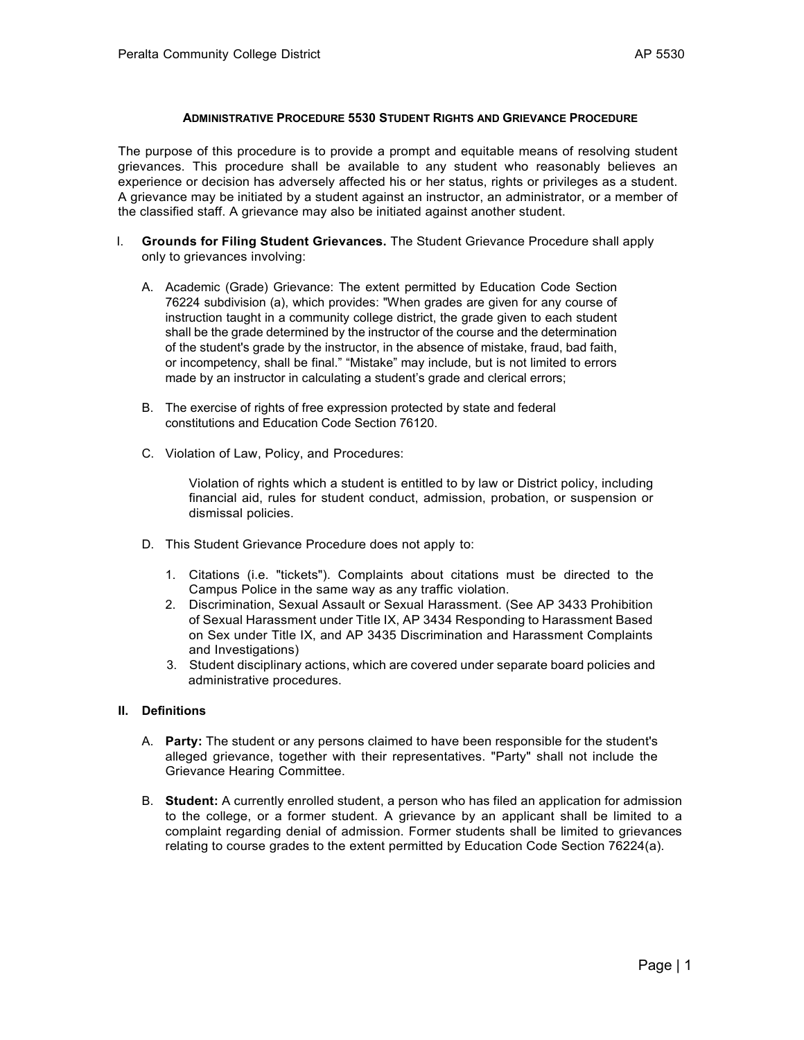# ADMINISTRATIVE PROCEDURE 5530 STUDENT RIGHTS AND GRIEVANCE PROCEDURE

The purpose of this procedure is to provide a prompt and equitable means of resolving student grievances. This procedure shall be available to any student who reasonably believes an experience or decision has adversely affected his or her status, rights or privileges as a student. A grievance may be initiated by a student against an instructor, an administrator, or a member of the classified staff. A grievance may also be initiated against another student.

I. **Grounds for Filing Student Grievances.** The Student Grievance Procedure shall apply only to grievances involving:

   A. Academic (Grade) Grievance: The extent permitted by Education Code Section 76224 subdivision (a), which provides: "When grades are given for any course of instruction taught in a community college district, the grade given to each student shall be the grade determined by the instructor of the course and the determination of the student's grade by the instructor, in the absence of mistake, fraud, bad faith, or incompetency, shall be final." "Mistake" may include, but is not limited to errors made by an instructor in calculating a student's grade and clerical errors;

   B. The exercise of rights of free expression protected by state and federal constitutions and Education Code Section 76120.

   C. Violation of Law, Policy, and Procedures:

      Violation of rights which a student is entitled to by law or District policy, including financial aid, rules for student conduct, admission, probation, or suspension or dismissal policies.

   D. This Student Grievance Procedure does not apply to:

      1. Citations (i.e. "tickets"). Complaints about citations must be directed to the Campus Police in the same way as any traffic violation.
      2. Discrimination, Sexual Assault or Sexual Harassment. (See AP 3433 Prohibition of Sexual Harassment under Title IX, AP 3434 Responding to Harassment Based on Sex under Title IX, and AP 3435 Discrimination and Harassment Complaints and Investigations)
      3. Student disciplinary actions, which are covered under separate board policies and administrative procedures.

**II. Definitions**

   A. **Party:** The student or any persons claimed to have been responsible for the student's alleged grievance, together with their representatives. "Party" shall not include the Grievance Hearing Committee.

   B. **Student:** A currently enrolled student, a person who has filed an application for admission to the college, or a former student. A grievance by an applicant shall be limited to a complaint regarding denial of admission. Former students shall be limited to grievances relating to course grades to the extent permitted by Education Code Section 76224(a).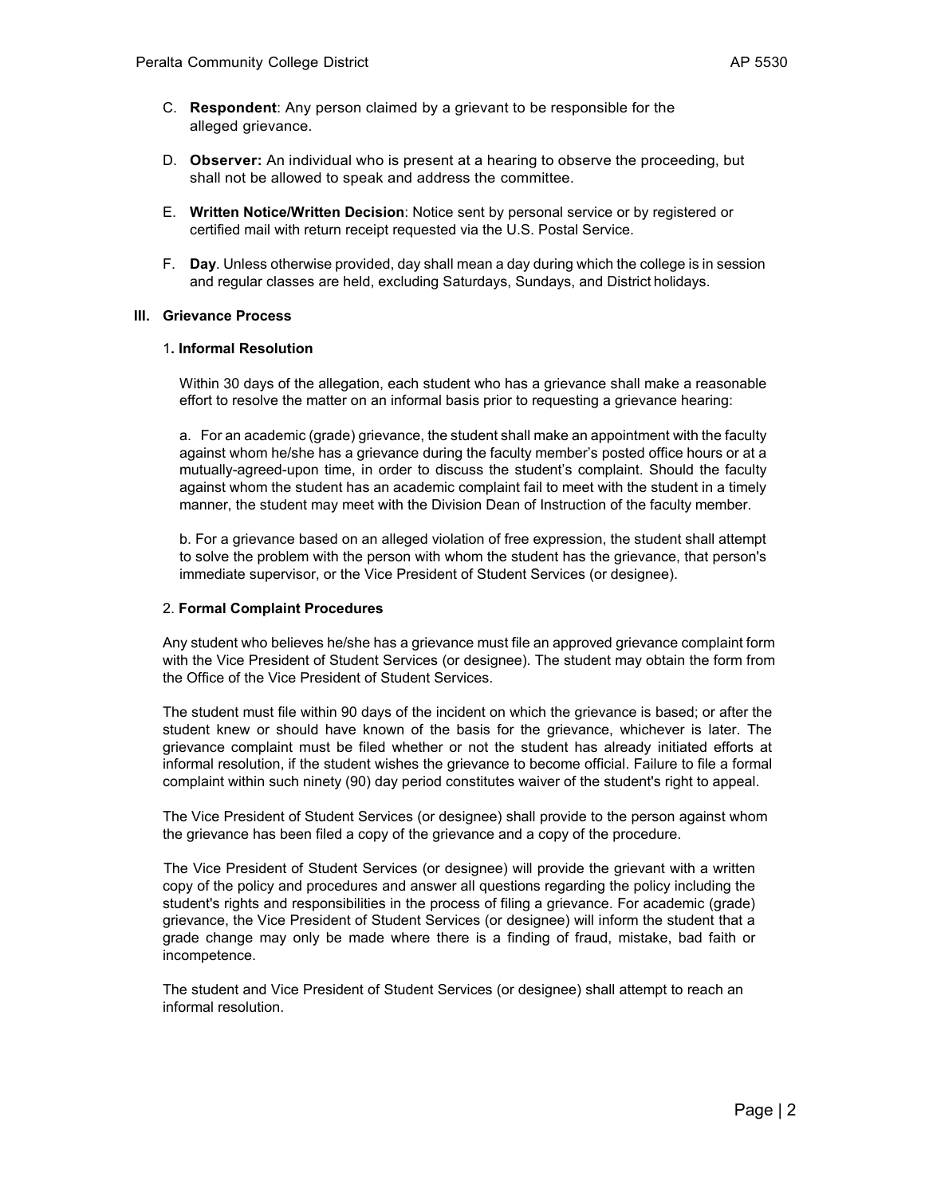C. **Respondent**: Any person claimed by a grievant to be responsible for the alleged grievance.

D. **Observer:** An individual who is present at a hearing to observe the proceeding, but shall not be allowed to speak and address the committee.

E. **Written Notice/Written Decision**: Notice sent by personal service or by registered or certified mail with return receipt requested via the U.S. Postal Service.

F. **Day**. Unless otherwise provided, day shall mean a day during which the college is in session and regular classes are held, excluding Saturdays, Sundays, and District holidays.

## III. Grievance Process

### 1. Informal Resolution

Within 30 days of the allegation, each student who has a grievance shall make a reasonable effort to resolve the matter on an informal basis prior to requesting a grievance hearing:

a. For an academic (grade) grievance, the student shall make an appointment with the faculty against whom he/she has a grievance during the faculty member's posted office hours or at a mutually-agreed-upon time, in order to discuss the student's complaint. Should the faculty against whom the student has an academic complaint fail to meet with the student in a timely manner, the student may meet with the Division Dean of Instruction of the faculty member.

b. For a grievance based on an alleged violation of free expression, the student shall attempt to solve the problem with the person with whom the student has the grievance, that person's immediate supervisor, or the Vice President of Student Services (or designee).

### 2. Formal Complaint Procedures

Any student who believes he/she has a grievance must file an approved grievance complaint form with the Vice President of Student Services (or designee). The student may obtain the form from the Office of the Vice President of Student Services.

The student must file within 90 days of the incident on which the grievance is based; or after the student knew or should have known of the basis for the grievance, whichever is later. The grievance complaint must be filed whether or not the student has already initiated efforts at informal resolution, if the student wishes the grievance to become official. Failure to file a formal complaint within such ninety (90) day period constitutes waiver of the student's right to appeal.

The Vice President of Student Services (or designee) shall provide to the person against whom the grievance has been filed a copy of the grievance and a copy of the procedure.

The Vice President of Student Services (or designee) will provide the grievant with a written copy of the policy and procedures and answer all questions regarding the policy including the student's rights and responsibilities in the process of filing a grievance. For academic (grade) grievance, the Vice President of Student Services (or designee) will inform the student that a grade change may only be made where there is a finding of fraud, mistake, bad faith or incompetence.

The student and Vice President of Student Services (or designee) shall attempt to reach an informal resolution.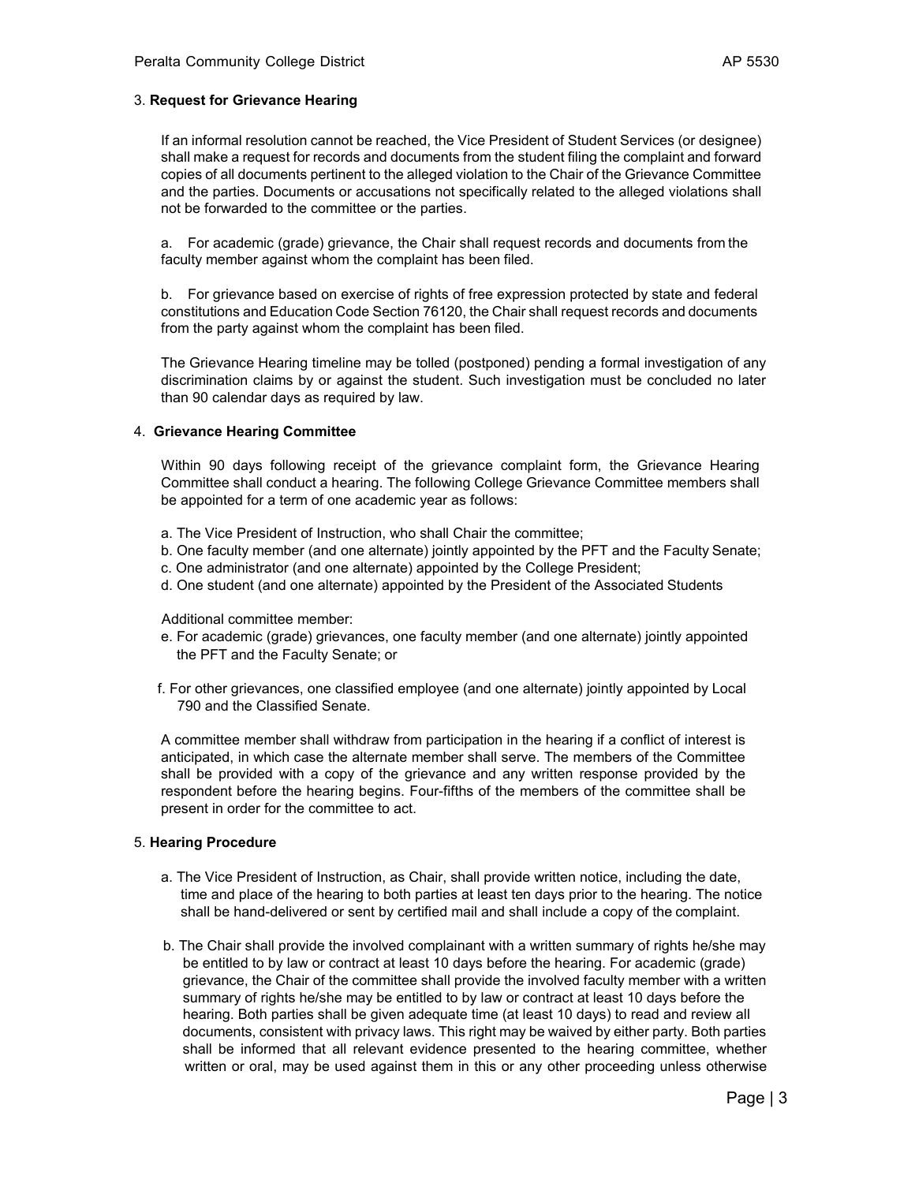3. **Request for Grievance Hearing**

If an informal resolution cannot be reached, the Vice President of Student Services (or designee) shall make a request for records and documents from the student filing the complaint and forward copies of all documents pertinent to the alleged violation to the Chair of the Grievance Committee and the parties. Documents or accusations not specifically related to the alleged violations shall not be forwarded to the committee or the parties.

a. For academic (grade) grievance, the Chair shall request records and documents from the faculty member against whom the complaint has been filed.

b. For grievance based on exercise of rights of free expression protected by state and federal constitutions and Education Code Section 76120, the Chair shall request records and documents from the party against whom the complaint has been filed.

The Grievance Hearing timeline may be tolled (postponed) pending a formal investigation of any discrimination claims by or against the student. Such investigation must be concluded no later than 90 calendar days as required by law.

4. **Grievance Hearing Committee**

Within 90 days following receipt of the grievance complaint form, the Grievance Hearing Committee shall conduct a hearing. The following College Grievance Committee members shall be appointed for a term of one academic year as follows:

a. The Vice President of Instruction, who shall Chair the committee;
b. One faculty member (and one alternate) jointly appointed by the PFT and the Faculty Senate;
c. One administrator (and one alternate) appointed by the College President;
d. One student (and one alternate) appointed by the President of the Associated Students

Additional committee member:

e. For academic (grade) grievances, one faculty member (and one alternate) jointly appointed the PFT and the Faculty Senate; or

f. For other grievances, one classified employee (and one alternate) jointly appointed by Local 790 and the Classified Senate.

A committee member shall withdraw from participation in the hearing if a conflict of interest is anticipated, in which case the alternate member shall serve. The members of the Committee shall be provided with a copy of the grievance and any written response provided by the respondent before the hearing begins. Four-fifths of the members of the committee shall be present in order for the committee to act.

5. **Hearing Procedure**

a. The Vice President of Instruction, as Chair, shall provide written notice, including the date, time and place of the hearing to both parties at least ten days prior to the hearing. The notice shall be hand-delivered or sent by certified mail and shall include a copy of the complaint.

b. The Chair shall provide the involved complainant with a written summary of rights he/she may be entitled to by law or contract at least 10 days before the hearing. For academic (grade) grievance, the Chair of the committee shall provide the involved faculty member with a written summary of rights he/she may be entitled to by law or contract at least 10 days before the hearing. Both parties shall be given adequate time (at least 10 days) to read and review all documents, consistent with privacy laws. This right may be waived by either party. Both parties shall be informed that all relevant evidence presented to the hearing committee, whether written or oral, may be used against them in this or any other proceeding unless otherwise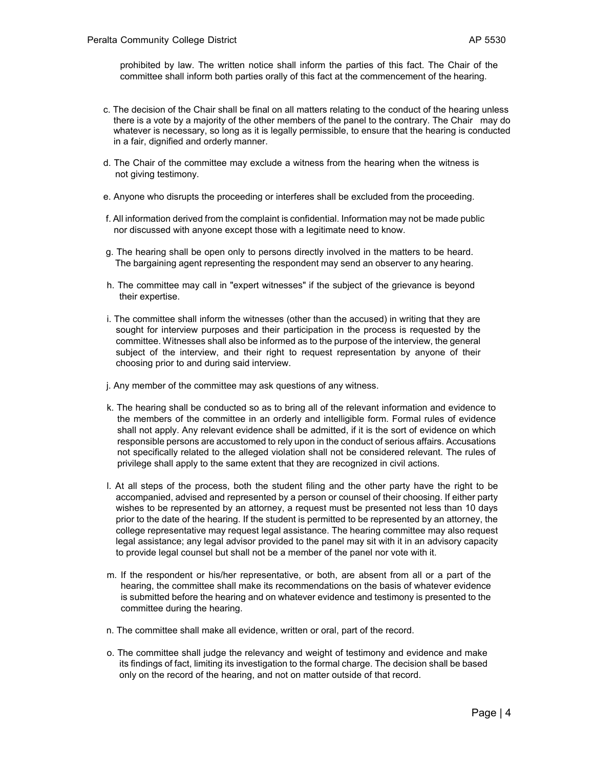prohibited by law. The written notice shall inform the parties of this fact. The Chair of the committee shall inform both parties orally of this fact at the commencement of the hearing.

c. The decision of the Chair shall be final on all matters relating to the conduct of the hearing unless there is a vote by a majority of the other members of the panel to the contrary. The Chair may do whatever is necessary, so long as it is legally permissible, to ensure that the hearing is conducted in a fair, dignified and orderly manner.

d. The Chair of the committee may exclude a witness from the hearing when the witness is not giving testimony.

e. Anyone who disrupts the proceeding or interferes shall be excluded from the proceeding.

f. All information derived from the complaint is confidential. Information may not be made public nor discussed with anyone except those with a legitimate need to know.

g. The hearing shall be open only to persons directly involved in the matters to be heard. The bargaining agent representing the respondent may send an observer to any hearing.

h. The committee may call in "expert witnesses" if the subject of the grievance is beyond their expertise.

i. The committee shall inform the witnesses (other than the accused) in writing that they are sought for interview purposes and their participation in the process is requested by the committee. Witnesses shall also be informed as to the purpose of the interview, the general subject of the interview, and their right to request representation by anyone of their choosing prior to and during said interview.

j. Any member of the committee may ask questions of any witness.

k. The hearing shall be conducted so as to bring all of the relevant information and evidence to the members of the committee in an orderly and intelligible form. Formal rules of evidence shall not apply. Any relevant evidence shall be admitted, if it is the sort of evidence on which responsible persons are accustomed to rely upon in the conduct of serious affairs. Accusations not specifically related to the alleged violation shall not be considered relevant. The rules of privilege shall apply to the same extent that they are recognized in civil actions.

l. At all steps of the process, both the student filing and the other party have the right to be accompanied, advised and represented by a person or counsel of their choosing. If either party wishes to be represented by an attorney, a request must be presented not less than 10 days prior to the date of the hearing. If the student is permitted to be represented by an attorney, the college representative may request legal assistance. The hearing committee may also request legal assistance; any legal advisor provided to the panel may sit with it in an advisory capacity to provide legal counsel but shall not be a member of the panel nor vote with it.

m. If the respondent or his/her representative, or both, are absent from all or a part of the hearing, the committee shall make its recommendations on the basis of whatever evidence is submitted before the hearing and on whatever evidence and testimony is presented to the committee during the hearing.

n. The committee shall make all evidence, written or oral, part of the record.

o. The committee shall judge the relevancy and weight of testimony and evidence and make its findings of fact, limiting its investigation to the formal charge. The decision shall be based only on the record of the hearing, and not on matter outside of that record.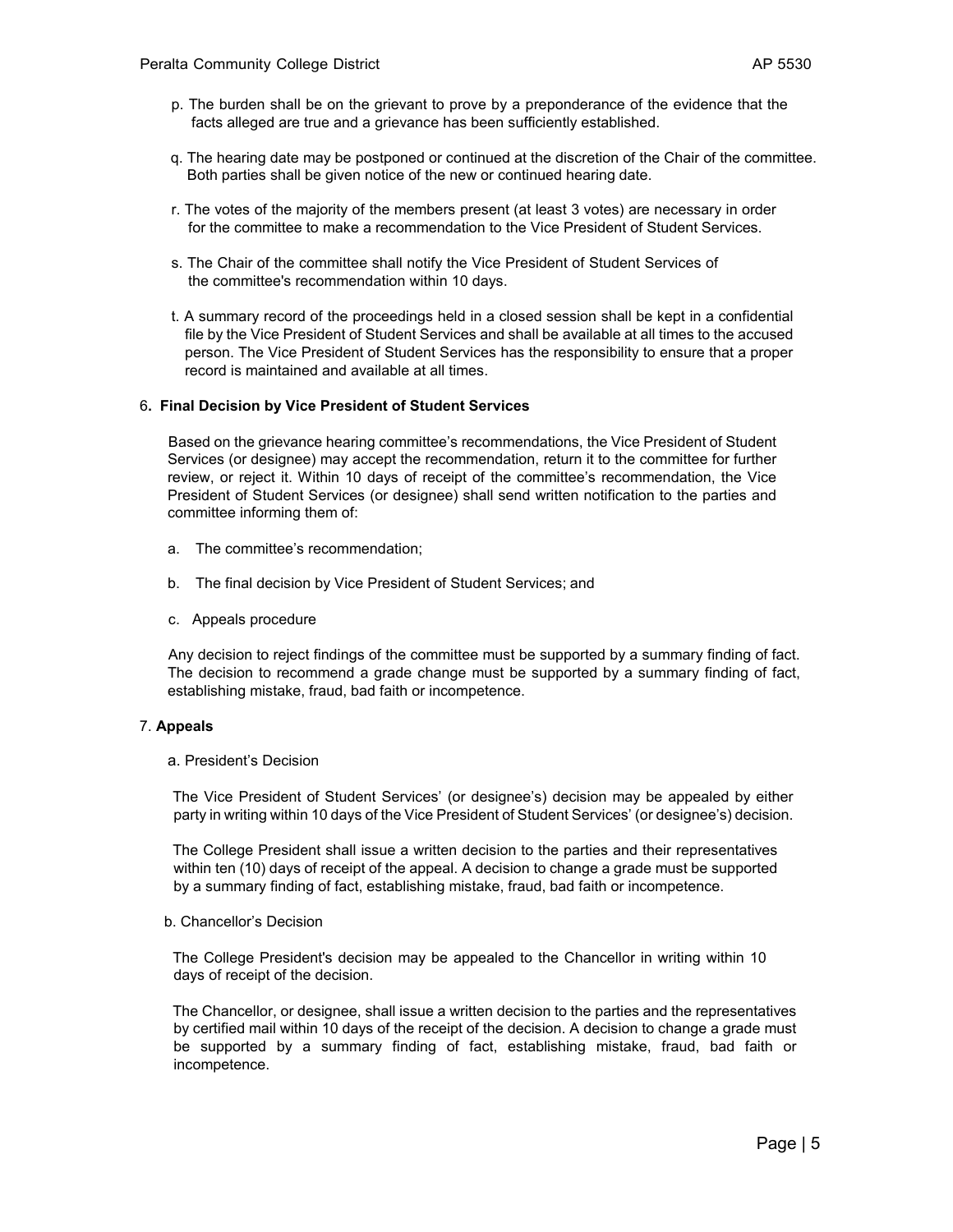p. The burden shall be on the grievant to prove by a preponderance of the evidence that the facts alleged are true and a grievance has been sufficiently established.

q. The hearing date may be postponed or continued at the discretion of the Chair of the committee. Both parties shall be given notice of the new or continued hearing date.

r. The votes of the majority of the members present (at least 3 votes) are necessary in order for the committee to make a recommendation to the Vice President of Student Services.

s. The Chair of the committee shall notify the Vice President of Student Services of the committee's recommendation within 10 days.

t. A summary record of the proceedings held in a closed session shall be kept in a confidential file by the Vice President of Student Services and shall be available at all times to the accused person. The Vice President of Student Services has the responsibility to ensure that a proper record is maintained and available at all times.

6**. Final Decision by Vice President of Student Services**

Based on the grievance hearing committee's recommendations, the Vice President of Student Services (or designee) may accept the recommendation, return it to the committee for further review, or reject it. Within 10 days of receipt of the committee's recommendation, the Vice President of Student Services (or designee) shall send written notification to the parties and committee informing them of:

a. The committee's recommendation;

b. The final decision by Vice President of Student Services; and

c. Appeals procedure

Any decision to reject findings of the committee must be supported by a summary finding of fact. The decision to recommend a grade change must be supported by a summary finding of fact, establishing mistake, fraud, bad faith or incompetence.

7. **Appeals**

a. President's Decision

The Vice President of Student Services' (or designee's) decision may be appealed by either party in writing within 10 days of the Vice President of Student Services' (or designee's) decision.

The College President shall issue a written decision to the parties and their representatives within ten (10) days of receipt of the appeal. A decision to change a grade must be supported by a summary finding of fact, establishing mistake, fraud, bad faith or incompetence.

b. Chancellor's Decision

The College President's decision may be appealed to the Chancellor in writing within 10 days of receipt of the decision.

The Chancellor, or designee, shall issue a written decision to the parties and the representatives by certified mail within 10 days of the receipt of the decision. A decision to change a grade must be supported by a summary finding of fact, establishing mistake, fraud, bad faith or incompetence.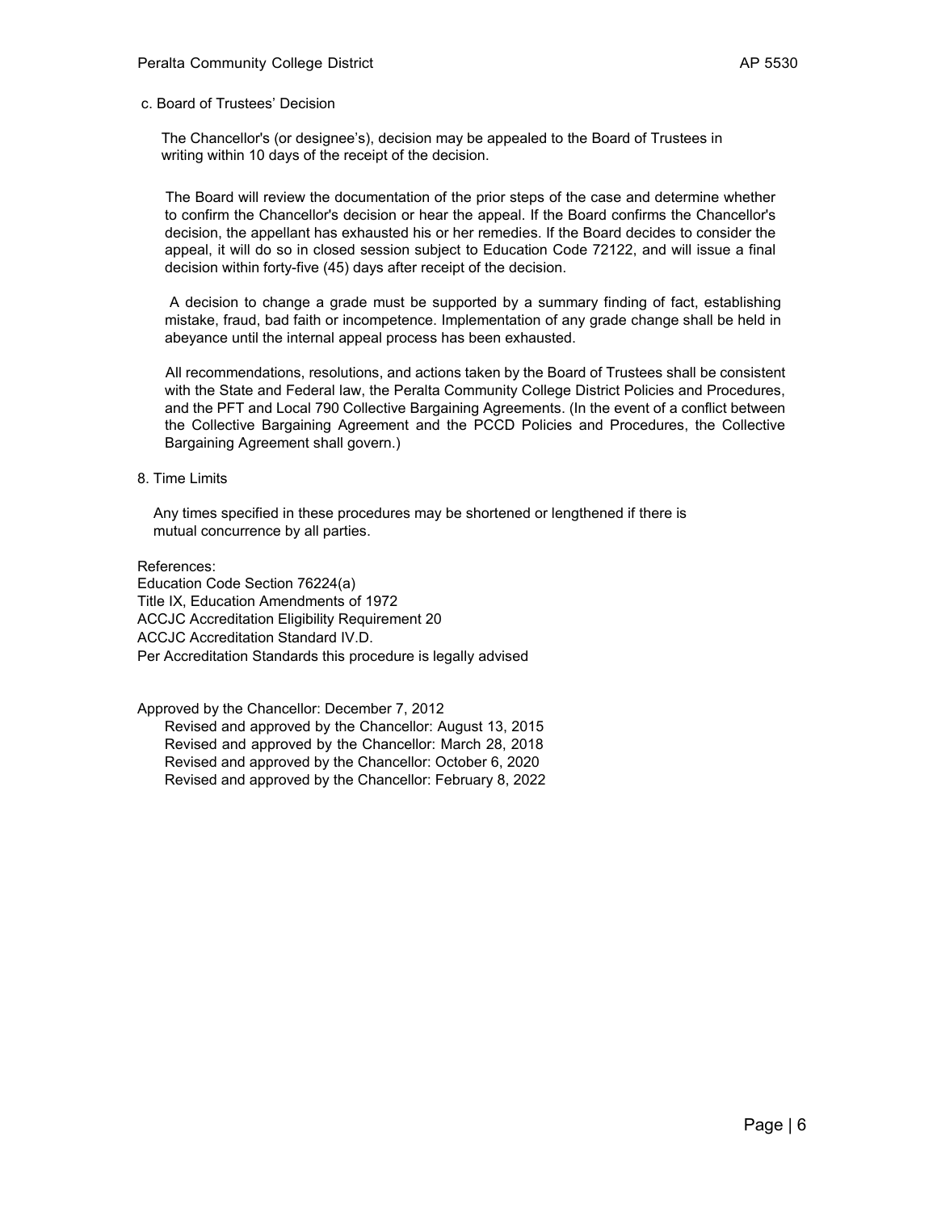c. Board of Trustees' Decision

The Chancellor's (or designee's), decision may be appealed to the Board of Trustees in writing within 10 days of the receipt of the decision.

The Board will review the documentation of the prior steps of the case and determine whether to confirm the Chancellor's decision or hear the appeal. If the Board confirms the Chancellor's decision, the appellant has exhausted his or her remedies. If the Board decides to consider the appeal, it will do so in closed session subject to Education Code 72122, and will issue a final decision within forty-five (45) days after receipt of the decision.

A decision to change a grade must be supported by a summary finding of fact, establishing mistake, fraud, bad faith or incompetence. Implementation of any grade change shall be held in abeyance until the internal appeal process has been exhausted.

All recommendations, resolutions, and actions taken by the Board of Trustees shall be consistent with the State and Federal law, the Peralta Community College District Policies and Procedures, and the PFT and Local 790 Collective Bargaining Agreements. (In the event of a conflict between the Collective Bargaining Agreement and the PCCD Policies and Procedures, the Collective Bargaining Agreement shall govern.)

8. Time Limits

Any times specified in these procedures may be shortened or lengthened if there is mutual concurrence by all parties.

References:
Education Code Section 76224(a)
Title IX, Education Amendments of 1972
ACCJC Accreditation Eligibility Requirement 20
ACCJC Accreditation Standard IV.D.
Per Accreditation Standards this procedure is legally advised

Approved by the Chancellor: December 7, 2012
Revised and approved by the Chancellor: August 13, 2015
Revised and approved by the Chancellor: March 28, 2018
Revised and approved by the Chancellor: October 6, 2020
Revised and approved by the Chancellor: February 8, 2022